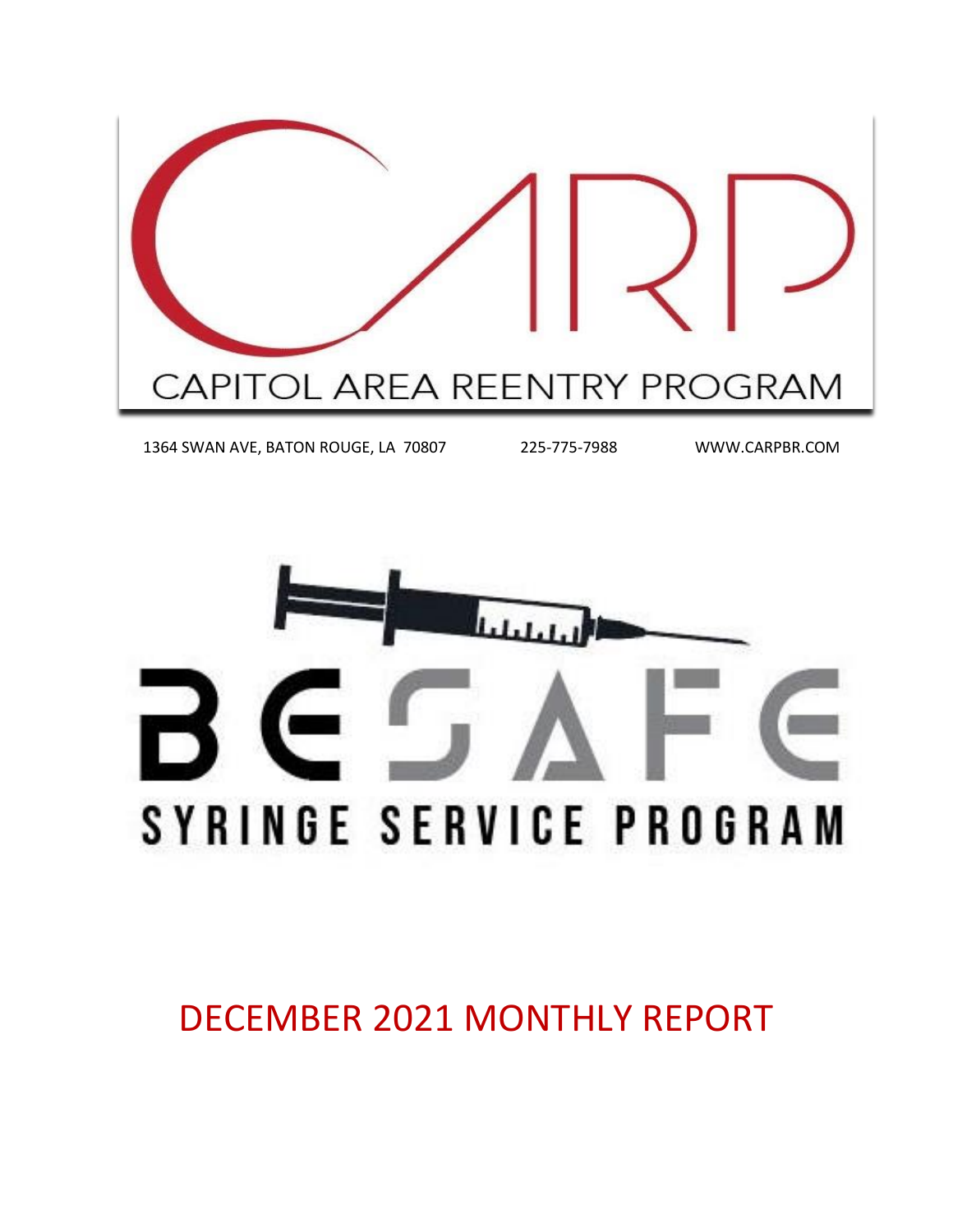# CAPITOL AREA REENTRY PROGRAM

1364 SWAN AVE, BATON ROUGE, LA 70807 225-775-7988 WWW.CARPBR.COM

# BE SAFE

## SYRINGE SERVICE PROGRAM

# DECEMBER 2021 MONTHLY REPORT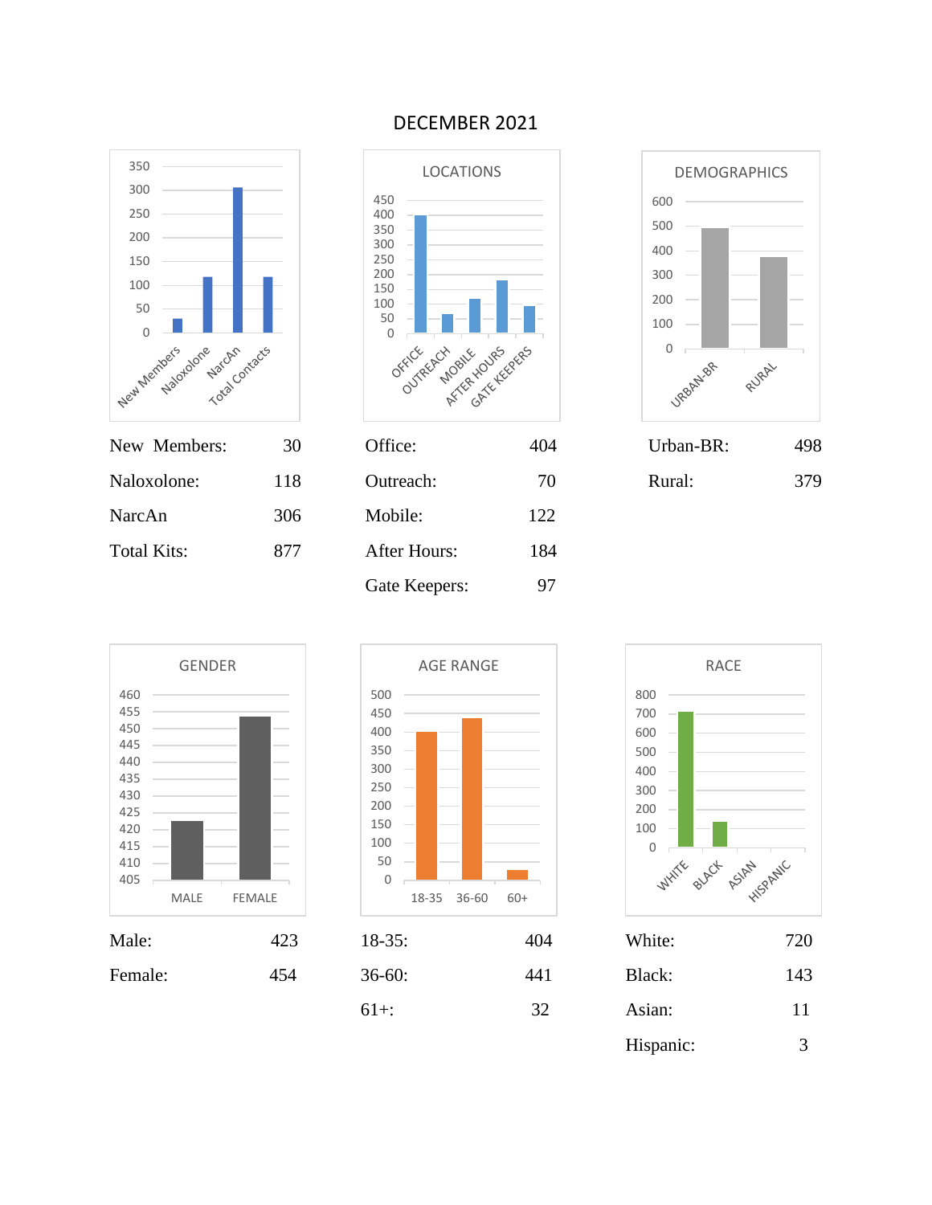# DECEMBER 2021

| | |
|---|---|
| New Members: | 30 |
| Naloxolone: | 118 |
| NarcAn | 306 |
| Total Kits: | 877 |

## LOCATIONS

| | |
|---|---|
| Office: | 404 |
| Outreach: | 70 |
| Mobile: | 122 |
| After Hours: | 184 |
| Gate Keepers: | 97 |

## DEMOGRAPHICS

| | |
|---|---|
| Urban-BR: | 498 |
| Rural: | 379 |

## GENDER

| | |
|---|---|
| Male: | 423 |
| Female: | 454 |

## AGE RANGE

| | |
|---|---|
| 18-35: | 404 |
| 36-60: | 441 |
| 61+: | 32 |

## RACE

| | |
|---|---|
| White: | 720 |
| Black: | 143 |
| Asian: | 11 |
| Hispanic: | 3 |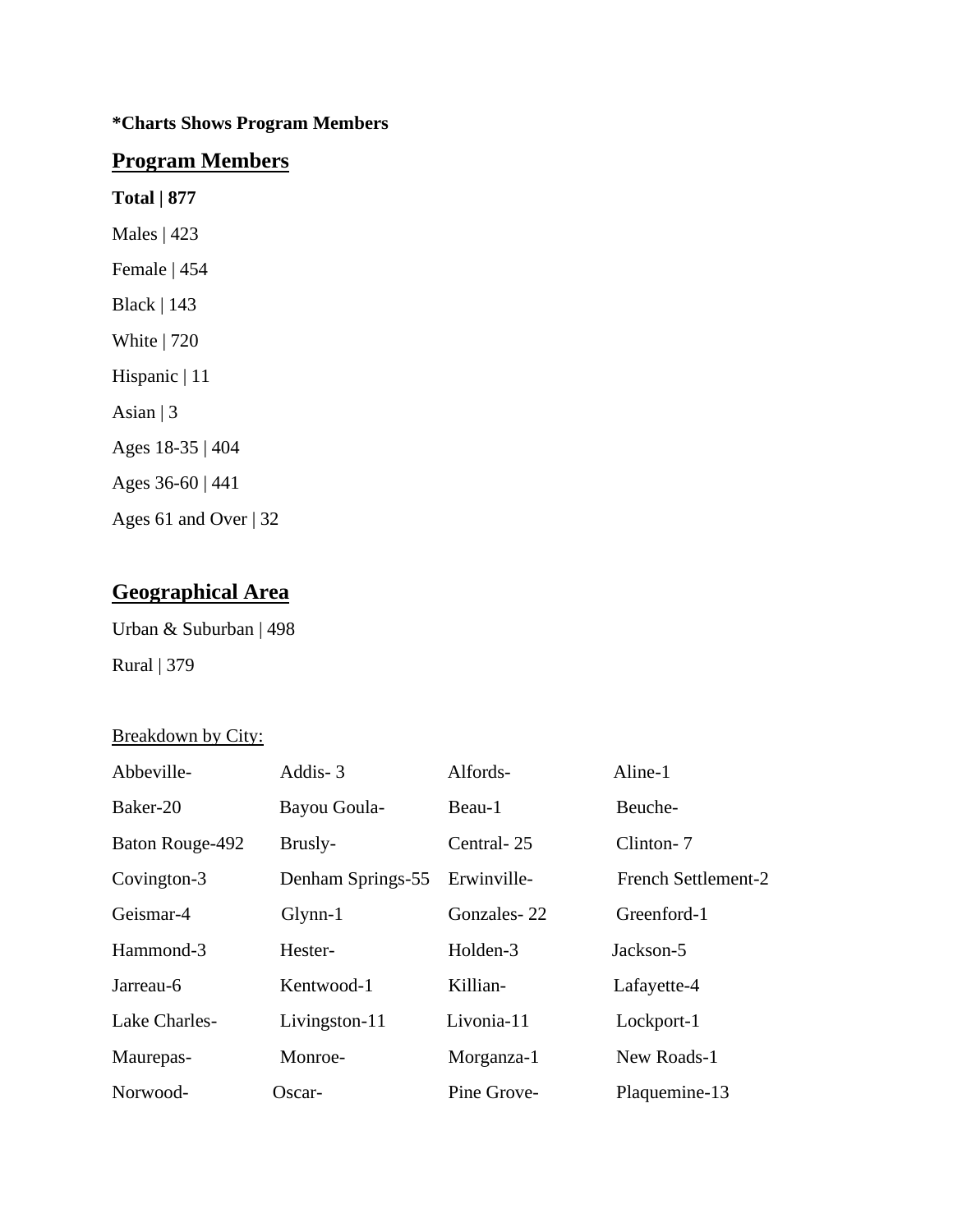**\*Charts Shows Program Members**

## Program Members

**Total | 877**

Males | 423

Female | 454

Black | 143

White | 720

Hispanic | 11

Asian | 3

Ages 18-35 | 404

Ages 36-60 | 441

Ages 61 and Over | 32

## Geographical Area

Urban & Suburban | 498

Rural | 379

Breakdown by City:

| | | | |
|---|---|---|---|
| Abbeville- | Addis- 3 | Alfords- | Aline-1 |
| Baker-20 | Bayou Goula- | Beau-1 | Beuche- |
| Baton Rouge-492 | Brusly- | Central- 25 | Clinton- 7 |
| Covington-3 | Denham Springs-55 | Erwinville- | French Settlement-2 |
| Geismar-4 | Glynn-1 | Gonzales- 22 | Greenford-1 |
| Hammond-3 | Hester- | Holden-3 | Jackson-5 |
| Jarreau-6 | Kentwood-1 | Killian- | Lafayette-4 |
| Lake Charles- | Livingston-11 | Livonia-11 | Lockport-1 |
| Maurepas- | Monroe- | Morganza-1 | New Roads-1 |
| Norwood- | Oscar- | Pine Grove- | Plaquemine-13 |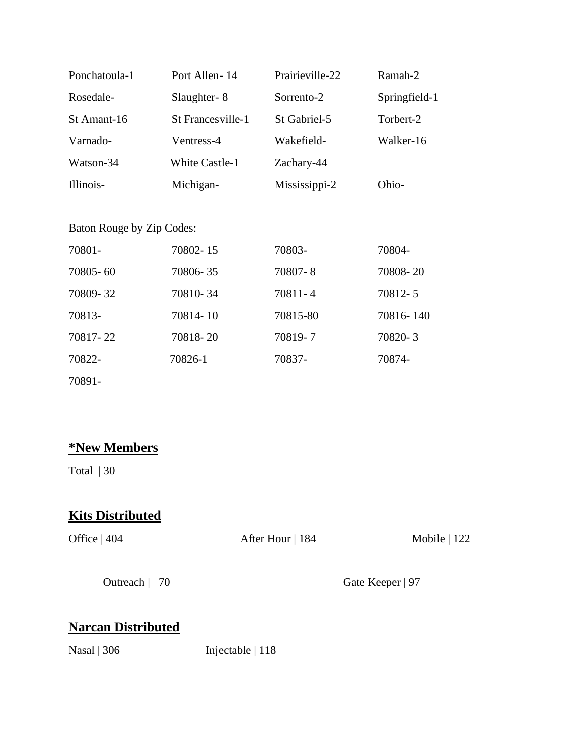| | | | |
|---|---|---|---|
| Ponchatoula-1 | Port Allen- 14 | Prairieville-22 | Ramah-2 |
| Rosedale- | Slaughter- 8 | Sorrento-2 | Springfield-1 |
| St Amant-16 | St Francesville-1 | St Gabriel-5 | Torbert-2 |
| Varnado- | Ventress-4 | Wakefield- | Walker-16 |
| Watson-34 | White Castle-1 | Zachary-44 | |
| Illinois- | Michigan- | Mississippi-2 | Ohio- |

Baton Rouge by Zip Codes:

| | | | |
|---|---|---|---|
| 70801- | 70802- 15 | 70803- | 70804- |
| 70805- 60 | 70806- 35 | 70807- 8 | 70808- 20 |
| 70809- 32 | 70810- 34 | 70811- 4 | 70812- 5 |
| 70813- | 70814- 10 | 70815-80 | 70816- 140 |
| 70817- 22 | 70818- 20 | 70819- 7 | 70820- 3 |
| 70822- | 70826-1 | 70837- | 70874- |
| 70891- | | | |

## *New Members

Total | 30

## Kits Distributed

Office | 404    After Hour | 184    Mobile | 122

Outreach | 70    Gate Keeper | 97

## Narcan Distributed

Nasal | 306    Injectable | 118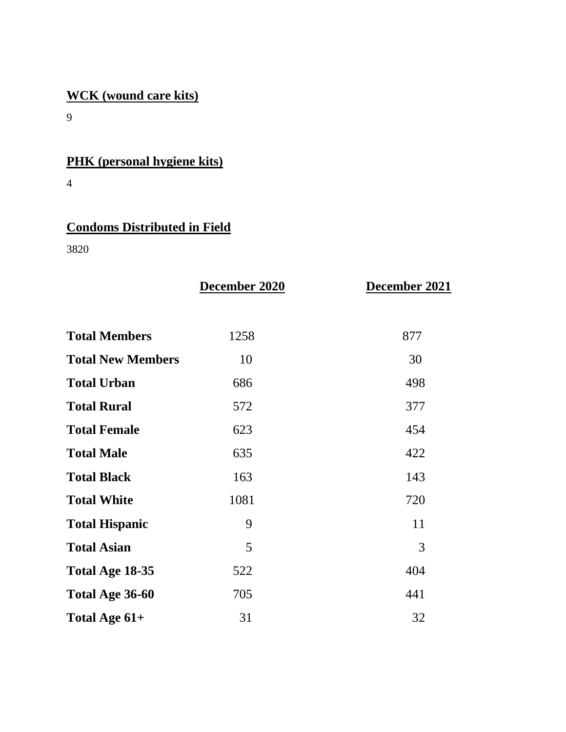**WCK (wound care kits)**

9

**PHK (personal hygiene kits)**

4

**Condoms Distributed in Field**

3820

| | December 2020 | December 2021 |
|---|---|---|
| **Total Members** | 1258 | 877 |
| **Total New Members** | 10 | 30 |
| **Total Urban** | 686 | 498 |
| **Total Rural** | 572 | 377 |
| **Total Female** | 623 | 454 |
| **Total Male** | 635 | 422 |
| **Total Black** | 163 | 143 |
| **Total White** | 1081 | 720 |
| **Total Hispanic** | 9 | 11 |
| **Total Asian** | 5 | 3 |
| **Total Age 18-35** | 522 | 404 |
| **Total Age 36-60** | 705 | 441 |
| **Total Age 61+** | 31 | 32 |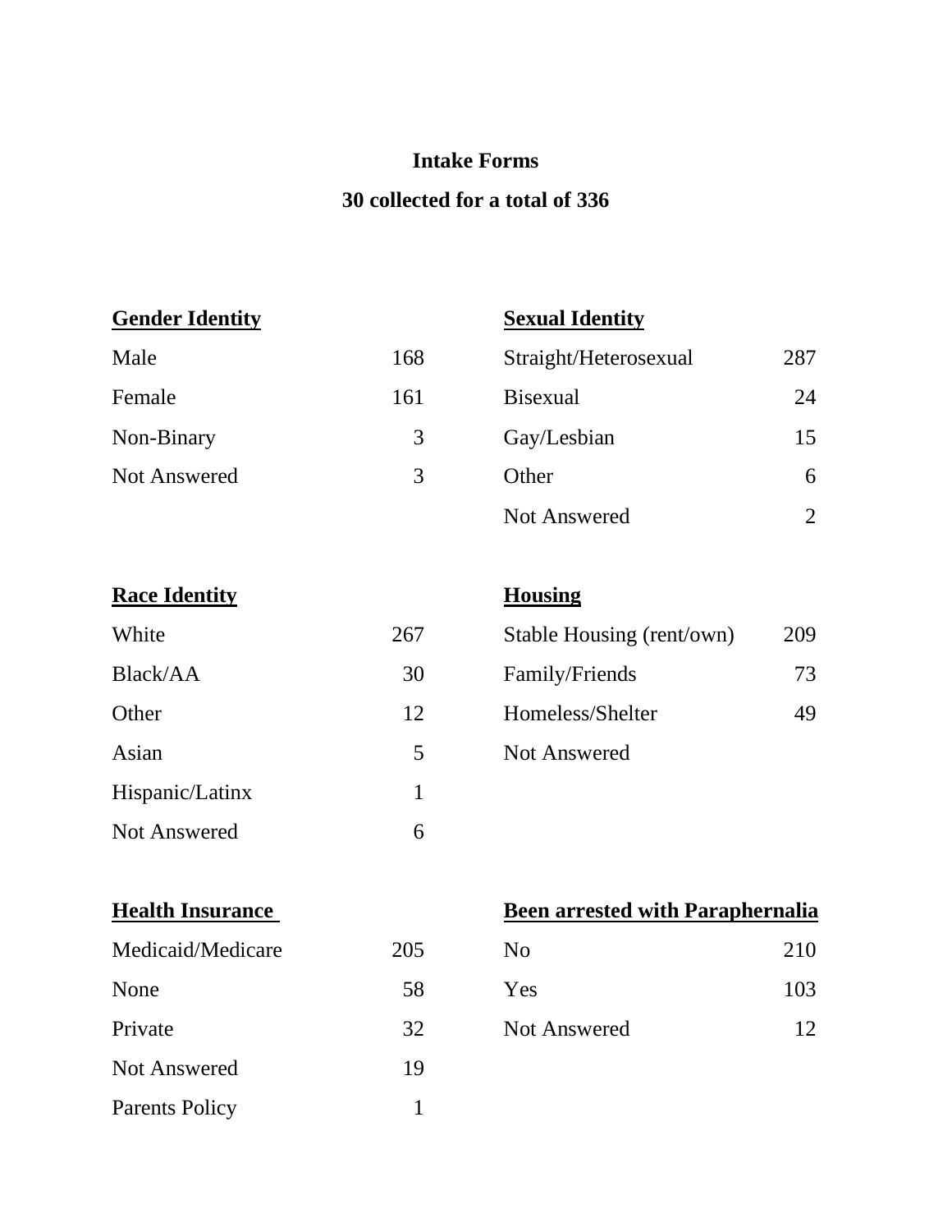**Intake Forms**

**30 collected for a total of 336**

| Gender Identity | |
|---|---|
| Male | 168 |
| Female | 161 |
| Non-Binary | 3 |
| Not Answered | 3 |

| Sexual Identity | |
|---|---|
| Straight/Heterosexual | 287 |
| Bisexual | 24 |
| Gay/Lesbian | 15 |
| Other | 6 |
| Not Answered | 2 |

| Race Identity | |
|---|---|
| White | 267 |
| Black/AA | 30 |
| Other | 12 |
| Asian | 5 |
| Hispanic/Latinx | 1 |
| Not Answered | 6 |

| Housing | |
|---|---|
| Stable Housing (rent/own) | 209 |
| Family/Friends | 73 |
| Homeless/Shelter | 49 |
| Not Answered | |

| Health Insurance | |
|---|---|
| Medicaid/Medicare | 205 |
| None | 58 |
| Private | 32 |
| Not Answered | 19 |
| Parents Policy | 1 |

| Been arrested with Paraphernalia | |
|---|---|
| No | 210 |
| Yes | 103 |
| Not Answered | 12 |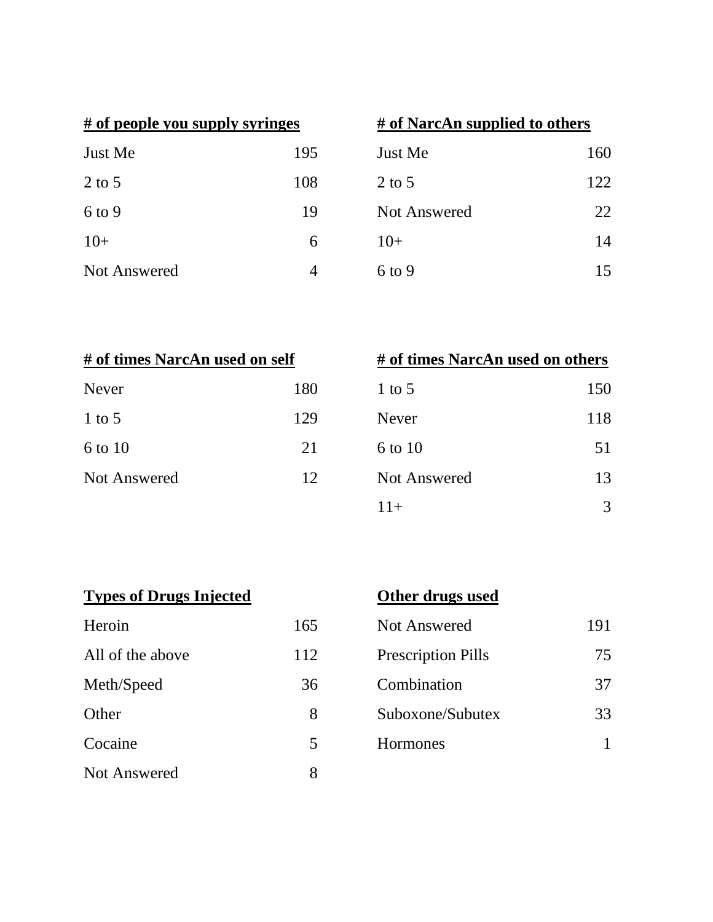| # of people you supply syringes | |
|---|---|
| Just Me | 195 |
| 2 to 5 | 108 |
| 6 to 9 | 19 |
| 10+ | 6 |
| Not Answered | 4 |

| # of NarcAn supplied to others | |
|---|---|
| Just Me | 160 |
| 2 to 5 | 122 |
| Not Answered | 22 |
| 10+ | 14 |
| 6 to 9 | 15 |

| # of times NarcAn used on self | |
|---|---|
| Never | 180 |
| 1 to 5 | 129 |
| 6 to 10 | 21 |
| Not Answered | 12 |

| # of times NarcAn used on others | |
|---|---|
| 1 to 5 | 150 |
| Never | 118 |
| 6 to 10 | 51 |
| Not Answered | 13 |
| 11+ | 3 |

| Types of Drugs Injected | |
|---|---|
| Heroin | 165 |
| All of the above | 112 |
| Meth/Speed | 36 |
| Other | 8 |
| Cocaine | 5 |
| Not Answered | 8 |

| Other drugs used | |
|---|---|
| Not Answered | 191 |
| Prescription Pills | 75 |
| Combination | 37 |
| Suboxone/Subutex | 33 |
| Hormones | 1 |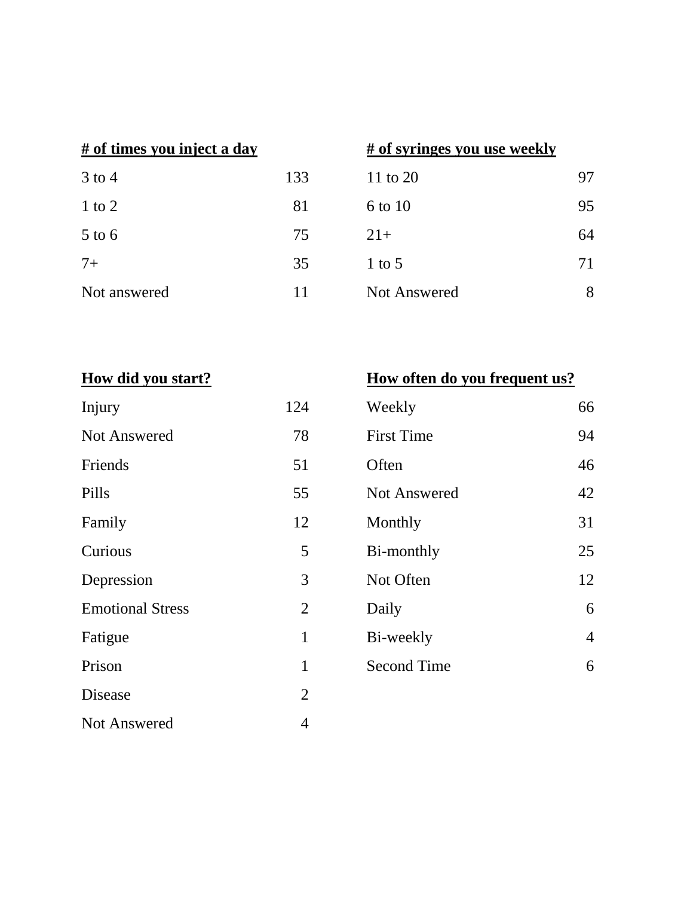**# of times you inject a day**

| | |
|---|---|
| 3 to 4 | 133 |
| 1 to 2 | 81 |
| 5 to 6 | 75 |
| 7+ | 35 |
| Not answered | 11 |

**# of syringes you use weekly**

| | |
|---|---|
| 11 to 20 | 97 |
| 6 to 10 | 95 |
| 21+ | 64 |
| 1 to 5 | 71 |
| Not Answered | 8 |

**How did you start?**

| | |
|---|---|
| Injury | 124 |
| Not Answered | 78 |
| Friends | 51 |
| Pills | 55 |
| Family | 12 |
| Curious | 5 |
| Depression | 3 |
| Emotional Stress | 2 |
| Fatigue | 1 |
| Prison | 1 |
| Disease | 2 |
| Not Answered | 4 |

**How often do you frequent us?**

| | |
|---|---|
| Weekly | 66 |
| First Time | 94 |
| Often | 46 |
| Not Answered | 42 |
| Monthly | 31 |
| Bi-monthly | 25 |
| Not Often | 12 |
| Daily | 6 |
| Bi-weekly | 4 |
| Second Time | 6 |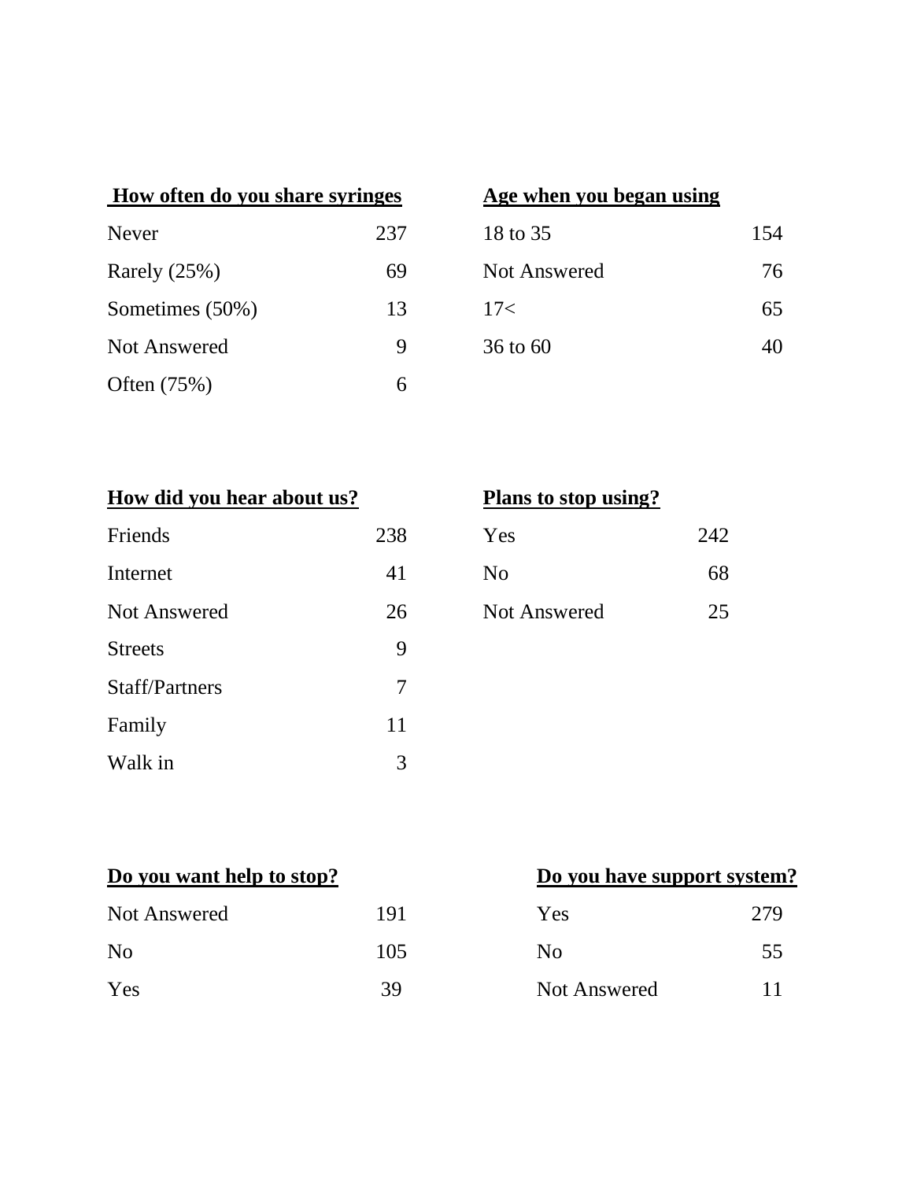**How often do you share syringes**

| | |
|---|---|
| Never | 237 |
| Rarely (25%) | 69 |
| Sometimes (50%) | 13 |
| Not Answered | 9 |
| Often (75%) | 6 |

**Age when you began using**

| | |
|---|---|
| 18 to 35 | 154 |
| Not Answered | 76 |
| 17< | 65 |
| 36 to 60 | 40 |

**How did you hear about us?**

| | |
|---|---|
| Friends | 238 |
| Internet | 41 |
| Not Answered | 26 |
| Streets | 9 |
| Staff/Partners | 7 |
| Family | 11 |
| Walk in | 3 |

**Plans to stop using?**

| | |
|---|---|
| Yes | 242 |
| No | 68 |
| Not Answered | 25 |

**Do you want help to stop?**

| | |
|---|---|
| Not Answered | 191 |
| No | 105 |
| Yes | 39 |

**Do you have support system?**

| | |
|---|---|
| Yes | 279 |
| No | 55 |
| Not Answered | 11 |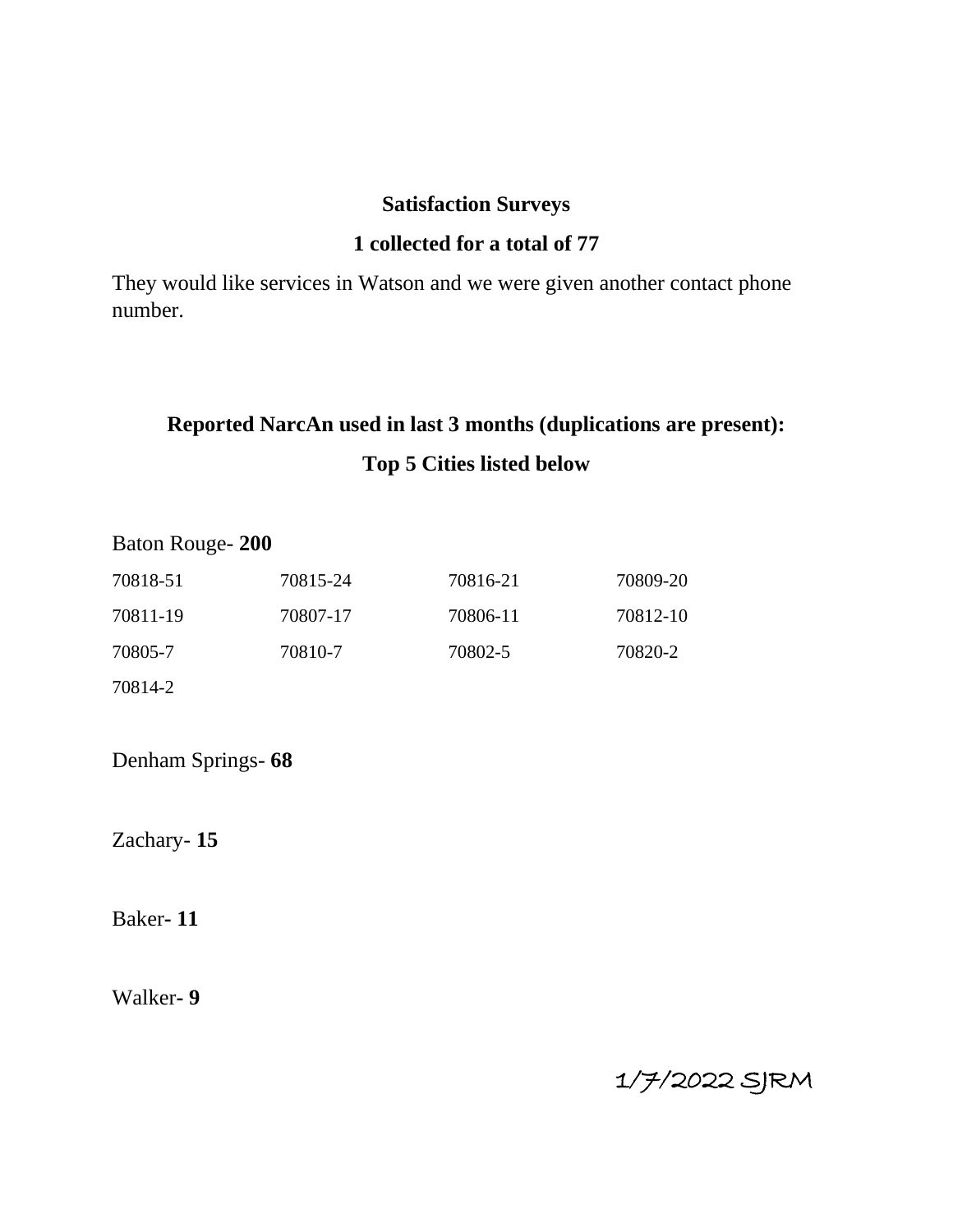**Satisfaction Surveys**

**1 collected for a total of 77**

They would like services in Watson and we were given another contact phone number.

**Reported NarcAn used in last 3 months (duplications are present):**

**Top 5 Cities listed below**

Baton Rouge- **200**

| | | | |
|---|---|---|---|
| 70818-51 | 70815-24 | 70816-21 | 70809-20 |
| 70811-19 | 70807-17 | 70806-11 | 70812-10 |
| 70805-7 | 70810-7 | 70802-5 | 70820-2 |
| 70814-2 | | | |

Denham Springs- **68**

Zachary- **15**

Baker**- 11**

Walker**- 9**

1/7/2022 SJRM